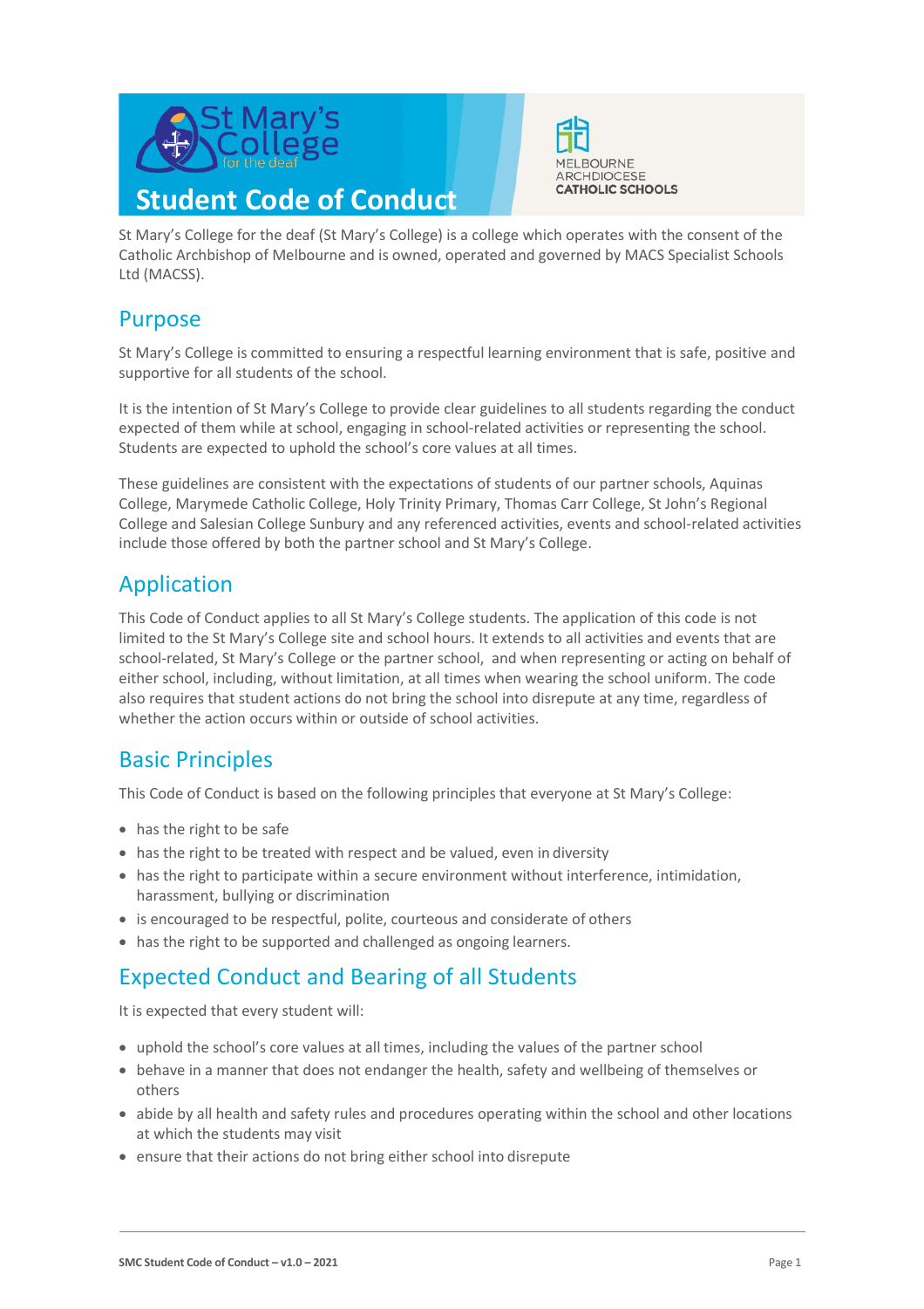# Student Code of Conduct

St Mary's College for the deaf (St Mary's College) is a college which operates with the consent of the Catholic Archbishop of Melbourne and is owned, operated and governed by MACS Specialist Schools Ltd (MACSS).

## Purpose

St Mary's College is committed to ensuring a respectful learning environment that is safe, positive and supportive for all students of the school.

It is the intention of St Mary's College to provide clear guidelines to all students regarding the conduct expected of them while at school, engaging in school-related activities or representing the school. Students are expected to uphold the school's core values at all times.

These guidelines are consistent with the expectations of students of our partner schools, Aquinas College, Marymede Catholic College, Holy Trinity Primary, Thomas Carr College, St John's Regional College and Salesian College Sunbury and any referenced activities, events and school-related activities include those offered by both the partner school and St Mary's College.

## Application

This Code of Conduct applies to all St Mary's College students. The application of this code is not limited to the St Mary's College site and school hours. It extends to all activities and events that are school-related, St Mary's College or the partner school, and when representing or acting on behalf of either school, including, without limitation, at all times when wearing the school uniform. The code also requires that student actions do not bring the school into disrepute at any time, regardless of whether the action occurs within or outside of school activities.

## Basic Principles

This Code of Conduct is based on the following principles that everyone at St Mary's College:

- has the right to be safe
- has the right to be treated with respect and be valued, even in diversity
- has the right to participate within a secure environment without interference, intimidation, harassment, bullying or discrimination
- is encouraged to be respectful, polite, courteous and considerate of others
- has the right to be supported and challenged as ongoing learners.

## Expected Conduct and Bearing of all Students

It is expected that every student will:

- uphold the school's core values at all times, including the values of the partner school
- behave in a manner that does not endanger the health, safety and wellbeing of themselves or others
- abide by all health and safety rules and procedures operating within the school and other locations at which the students may visit
- ensure that their actions do not bring either school into disrepute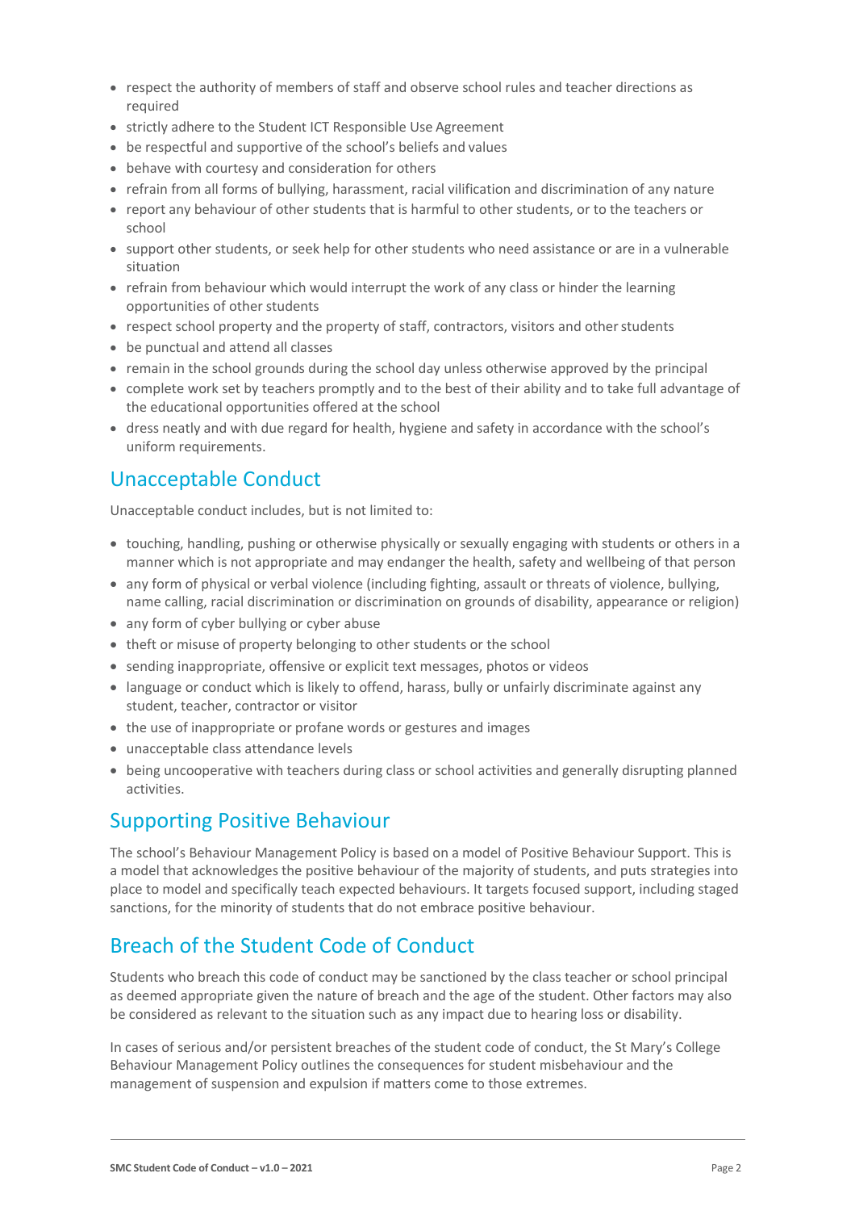- respect the authority of members of staff and observe school rules and teacher directions as required
- strictly adhere to the Student ICT Responsible Use Agreement
- be respectful and supportive of the school's beliefs and values
- behave with courtesy and consideration for others
- refrain from all forms of bullying, harassment, racial vilification and discrimination of any nature
- report any behaviour of other students that is harmful to other students, or to the teachers or school
- support other students, or seek help for other students who need assistance or are in a vulnerable situation
- refrain from behaviour which would interrupt the work of any class or hinder the learning opportunities of other students
- respect school property and the property of staff, contractors, visitors and other students
- be punctual and attend all classes
- remain in the school grounds during the school day unless otherwise approved by the principal
- complete work set by teachers promptly and to the best of their ability and to take full advantage of the educational opportunities offered at the school
- dress neatly and with due regard for health, hygiene and safety in accordance with the school's uniform requirements.

## Unacceptable Conduct

Unacceptable conduct includes, but is not limited to:

- touching, handling, pushing or otherwise physically or sexually engaging with students or others in a manner which is not appropriate and may endanger the health, safety and wellbeing of that person
- any form of physical or verbal violence (including fighting, assault or threats of violence, bullying, name calling, racial discrimination or discrimination on grounds of disability, appearance or religion)
- any form of cyber bullying or cyber abuse
- theft or misuse of property belonging to other students or the school
- sending inappropriate, offensive or explicit text messages, photos or videos
- language or conduct which is likely to offend, harass, bully or unfairly discriminate against any student, teacher, contractor or visitor
- the use of inappropriate or profane words or gestures and images
- unacceptable class attendance levels
- being uncooperative with teachers during class or school activities and generally disrupting planned activities.

## Supporting Positive Behaviour

The school's Behaviour Management Policy is based on a model of Positive Behaviour Support. This is a model that acknowledges the positive behaviour of the majority of students, and puts strategies into place to model and specifically teach expected behaviours. It targets focused support, including staged sanctions, for the minority of students that do not embrace positive behaviour.

## Breach of the Student Code of Conduct

Students who breach this code of conduct may be sanctioned by the class teacher or school principal as deemed appropriate given the nature of breach and the age of the student. Other factors may also be considered as relevant to the situation such as any impact due to hearing loss or disability.

In cases of serious and/or persistent breaches of the student code of conduct, the St Mary's College Behaviour Management Policy outlines the consequences for student misbehaviour and the management of suspension and expulsion if matters come to those extremes.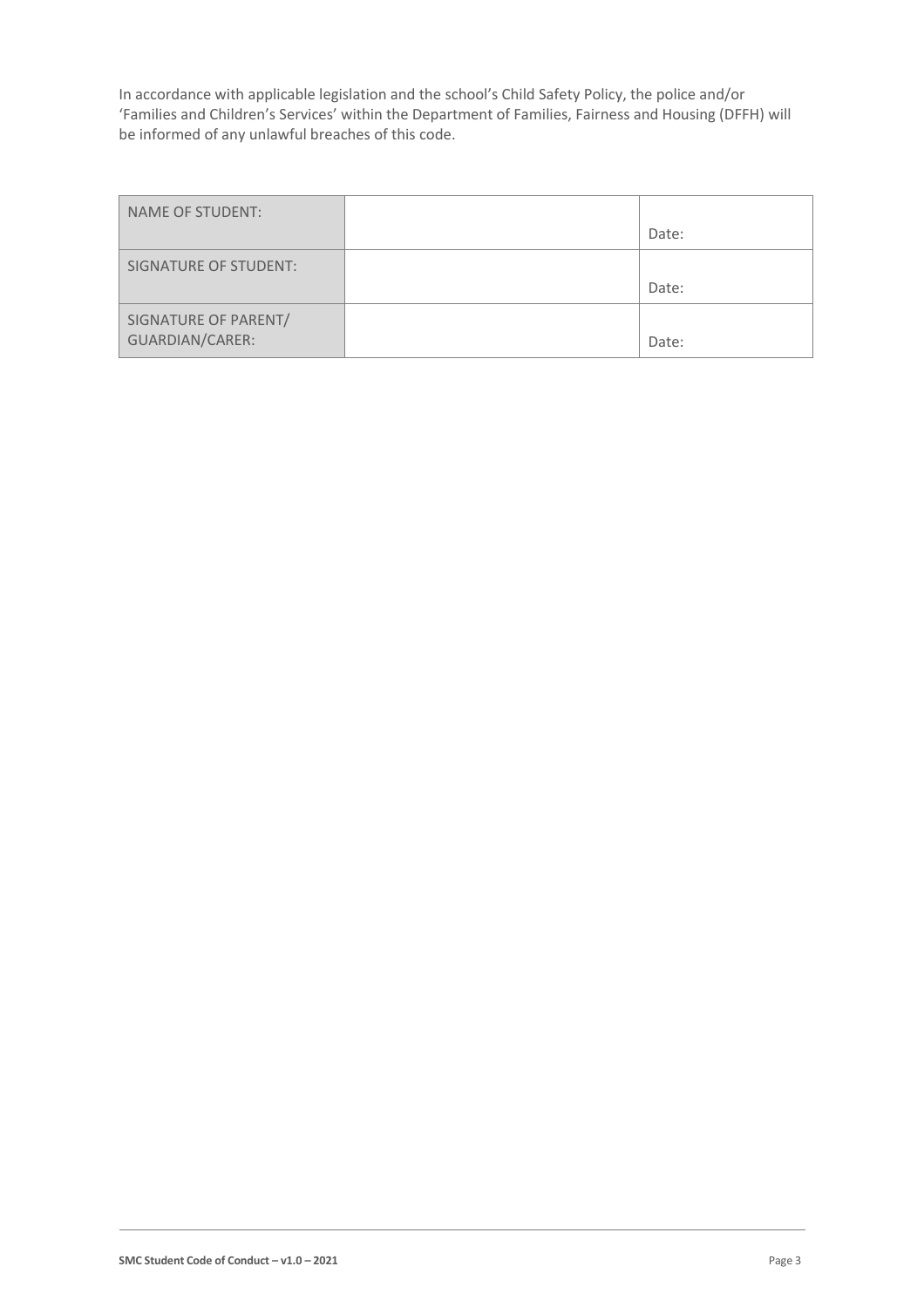In accordance with applicable legislation and the school's Child Safety Policy, the police and/or 'Families and Children's Services' within the Department of Families, Fairness and Housing (DFFH) will be informed of any unlawful breaches of this code.

| | | |
|---|---|---|
| NAME OF STUDENT: | | Date: |
| SIGNATURE OF STUDENT: | | Date: |
| SIGNATURE OF PARENT/ GUARDIAN/CARER: | | Date: |